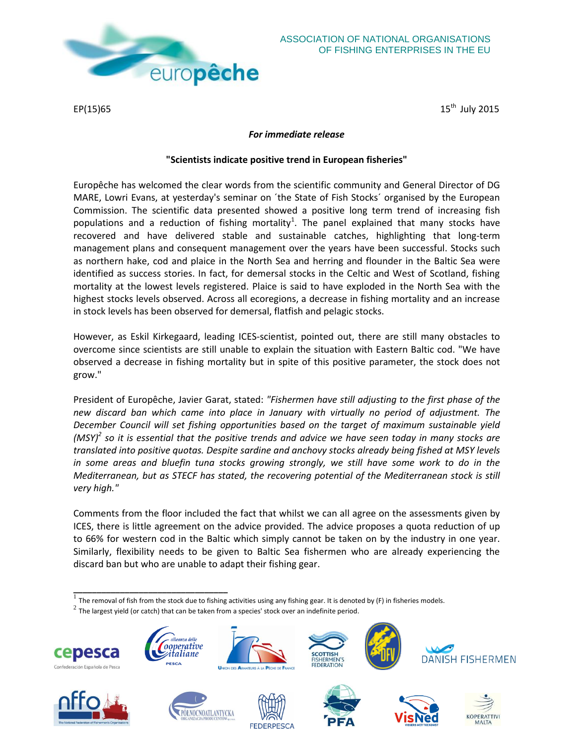ASSOCIATION OF NATIONAL ORGANISATIONS OF FISHING ENTERPRISES IN THE EU

EP(15)65

15th July 2015

***For immediate release***

**"Scientists indicate positive trend in European fisheries"**

Europêche has welcomed the clear words from the scientific community and General Director of DG MARE, Lowri Evans, at yesterday's seminar on ´the State of Fish Stocks´ organised by the European Commission. The scientific data presented showed a positive long term trend of increasing fish populations and a reduction of fishing mortality[1]. The panel explained that many stocks have recovered and have delivered stable and sustainable catches, highlighting that long-term management plans and consequent management over the years have been successful. Stocks such as northern hake, cod and plaice in the North Sea and herring and flounder in the Baltic Sea were identified as success stories. In fact, for demersal stocks in the Celtic and West of Scotland, fishing mortality at the lowest levels registered. Plaice is said to have exploded in the North Sea with the highest stocks levels observed. Across all ecoregions, a decrease in fishing mortality and an increase in stock levels has been observed for demersal, flatfish and pelagic stocks.

However, as Eskil Kirkegaard, leading ICES-scientist, pointed out, there are still many obstacles to overcome since scientists are still unable to explain the situation with Eastern Baltic cod. "We have observed a decrease in fishing mortality but in spite of this positive parameter, the stock does not grow."

President of Europêche, Javier Garat, stated: *"Fishermen have still adjusting to the first phase of the new discard ban which came into place in January with virtually no period of adjustment. The December Council will set fishing opportunities based on the target of maximum sustainable yield (MSY)*[2] *so it is essential that the positive trends and advice we have seen today in many stocks are translated into positive quotas. Despite sardine and anchovy stocks already being fished at MSY levels in some areas and bluefin tuna stocks growing strongly, we still have some work to do in the Mediterranean, but as STECF has stated, the recovering potential of the Mediterranean stock is still very high."*

Comments from the floor included the fact that whilst we can all agree on the assessments given by ICES, there is little agreement on the advice provided. The advice proposes a quota reduction of up to 66% for western cod in the Baltic which simply cannot be taken on by the industry in one year. Similarly, flexibility needs to be given to Baltic Sea fishermen who are already experiencing the discard ban but who are unable to adapt their fishing gear.

---

[1] The removal of fish from the stock due to fishing activities using any fishing gear. It is denoted by (F) in fisheries models.

[2] The largest yield (or catch) that can be taken from a species' stock over an indefinite period.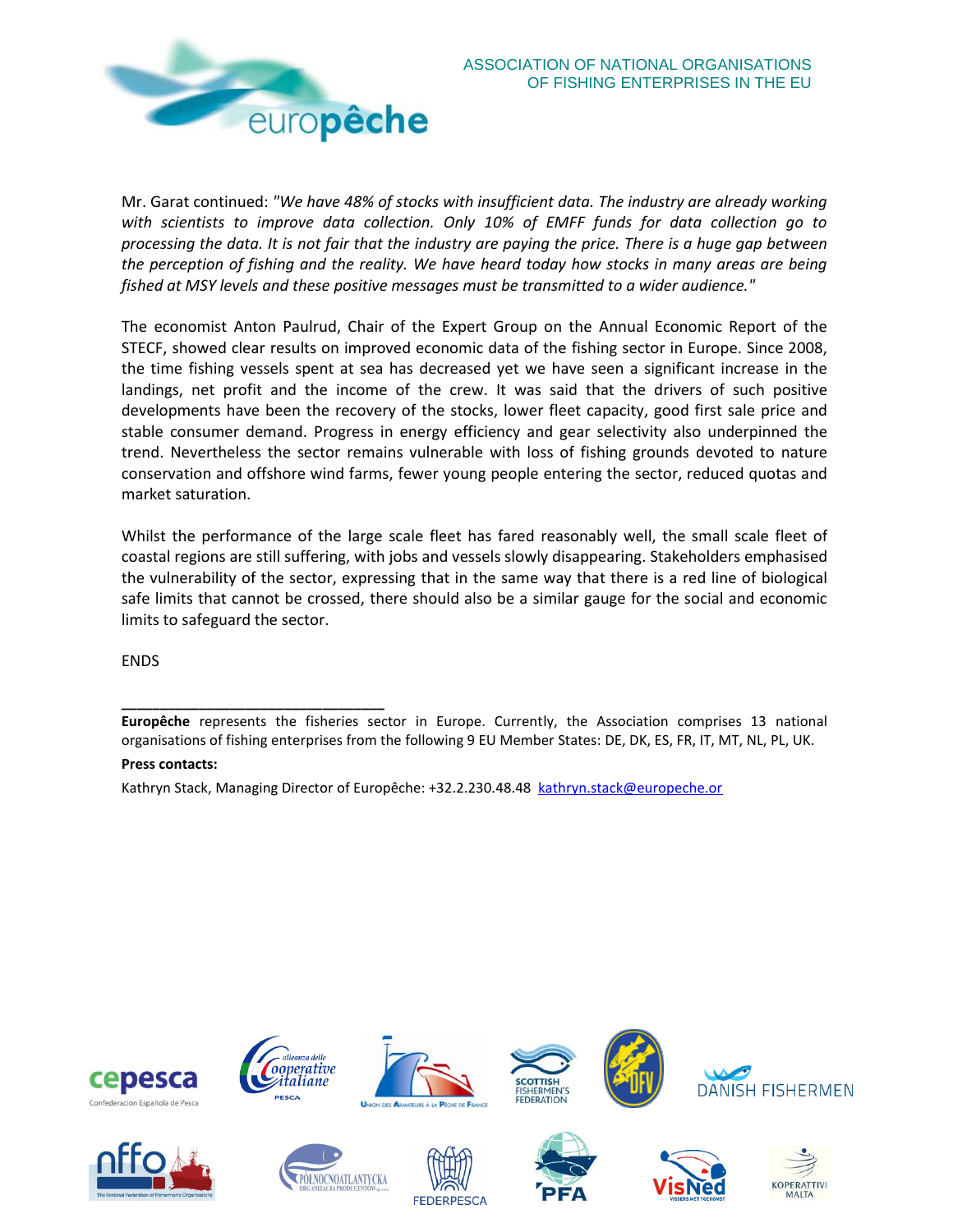Mr. Garat continued: *"We have 48% of stocks with insufficient data. The industry are already working with scientists to improve data collection. Only 10% of EMFF funds for data collection go to processing the data. It is not fair that the industry are paying the price. There is a huge gap between the perception of fishing and the reality. We have heard today how stocks in many areas are being fished at MSY levels and these positive messages must be transmitted to a wider audience."*

The economist Anton Paulrud, Chair of the Expert Group on the Annual Economic Report of the STECF, showed clear results on improved economic data of the fishing sector in Europe. Since 2008, the time fishing vessels spent at sea has decreased yet we have seen a significant increase in the landings, net profit and the income of the crew. It was said that the drivers of such positive developments have been the recovery of the stocks, lower fleet capacity, good first sale price and stable consumer demand. Progress in energy efficiency and gear selectivity also underpinned the trend. Nevertheless the sector remains vulnerable with loss of fishing grounds devoted to nature conservation and offshore wind farms, fewer young people entering the sector, reduced quotas and market saturation.

Whilst the performance of the large scale fleet has fared reasonably well, the small scale fleet of coastal regions are still suffering, with jobs and vessels slowly disappearing. Stakeholders emphasised the vulnerability of the sector, expressing that in the same way that there is a red line of biological safe limits that cannot be crossed, there should also be a similar gauge for the social and economic limits to safeguard the sector.

ENDS

---

**Europêche** represents the fisheries sector in Europe. Currently, the Association comprises 13 national organisations of fishing enterprises from the following 9 EU Member States: DE, DK, ES, FR, IT, MT, NL, PL, UK.

**Press contacts:**

Kathryn Stack, Managing Director of Europêche: +32.2.230.48.48 kathryn.stack@europeche.or